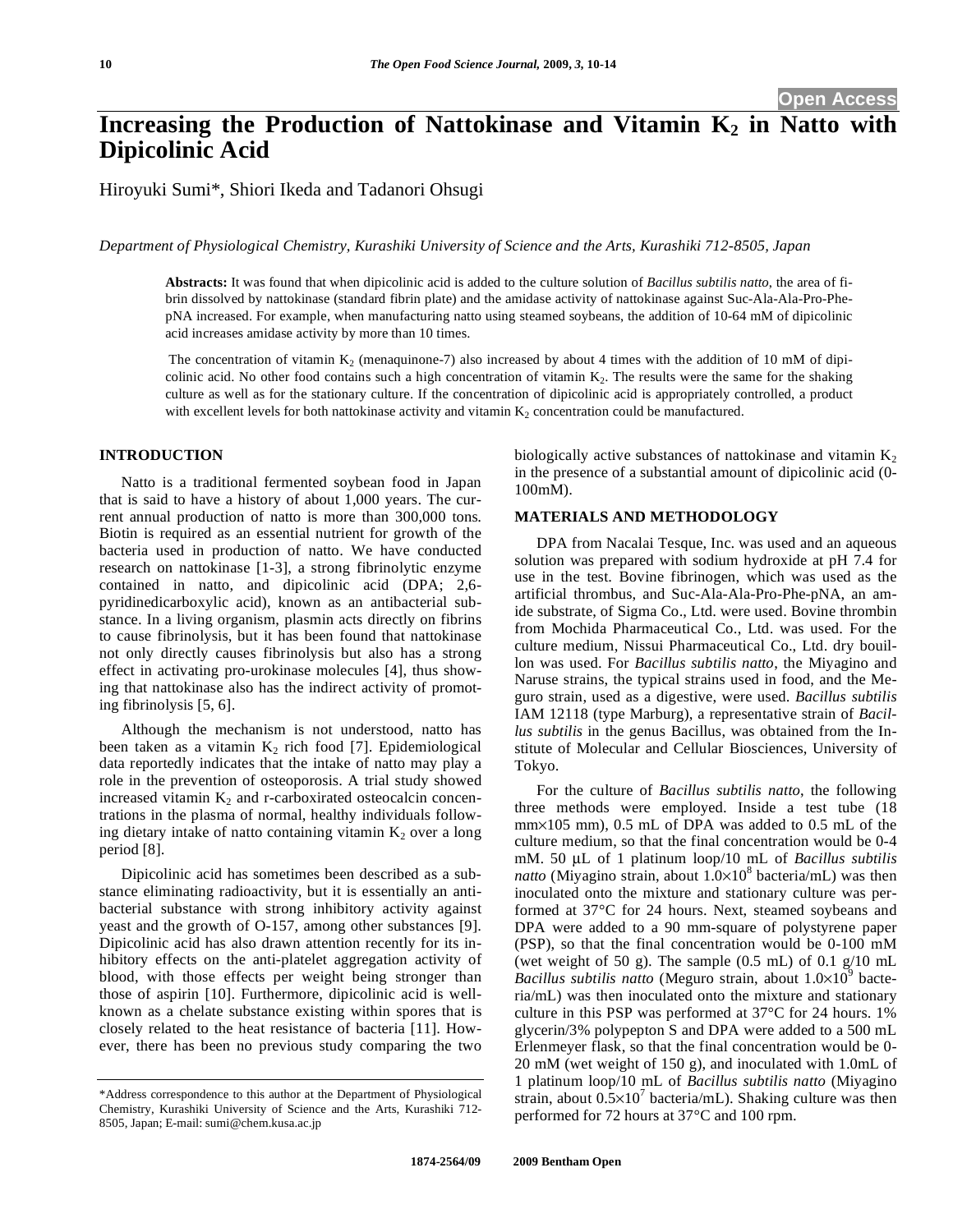Open Access

# Increasing the Production of Nattokinase and Vitamin $K_2$ in Natto with Dipicolinic Acid

Hiroyuki Sumi*, Shiori Ikeda and Tadanori Ohsugi

*Department of Physiological Chemistry, Kurashiki University of Science and the Arts, Kurashiki 712-8505, Japan*

**Abstracts:** It was found that when dipicolinic acid is added to the culture solution of *Bacillus subtilis natto*, the area of fibrin dissolved by nattokinase (standard fibrin plate) and the amidase activity of nattokinase against Suc-Ala-Ala-Pro-Phe-pNA increased. For example, when manufacturing natto using steamed soybeans, the addition of 10-64 mM of dipicolinic acid increases amidase activity by more than 10 times.

The concentration of vitamin $K_2$ (menaquinone-7) also increased by about 4 times with the addition of 10 mM of dipicolinic acid. No other food contains such a high concentration of vitamin $K_2$. The results were the same for the shaking culture as well as for the stationary culture. If the concentration of dipicolinic acid is appropriately controlled, a product with excellent levels for both nattokinase activity and vitamin $K_2$ concentration could be manufactured.

## INTRODUCTION

Natto is a traditional fermented soybean food in Japan that is said to have a history of about 1,000 years. The current annual production of natto is more than 300,000 tons. Biotin is required as an essential nutrient for growth of the bacteria used in production of natto. We have conducted research on nattokinase [1-3], a strong fibrinolytic enzyme contained in natto, and dipicolinic acid (DPA; 2,6-pyridinedicarboxylic acid), known as an antibacterial substance. In a living organism, plasmin acts directly on fibrins to cause fibrinolysis, but it has been found that nattokinase not only directly causes fibrinolysis but also has a strong effect in activating pro-urokinase molecules [4], thus showing that nattokinase also has the indirect activity of promoting fibrinolysis [5, 6].

Although the mechanism is not understood, natto has been taken as a vitamin $K_2$ rich food [7]. Epidemiological data reportedly indicates that the intake of natto may play a role in the prevention of osteoporosis. A trial study showed increased vitamin $K_2$ and r-carboxirated osteocalcin concentrations in the plasma of normal, healthy individuals following dietary intake of natto containing vitamin $K_2$ over a long period [8].

Dipicolinic acid has sometimes been described as a substance eliminating radioactivity, but it is essentially an antibacterial substance with strong inhibitory activity against yeast and the growth of O-157, among other substances [9]. Dipicolinic acid has also drawn attention recently for its inhibitory effects on the anti-platelet aggregation activity of blood, with those effects per weight being stronger than those of aspirin [10]. Furthermore, dipicolinic acid is well-known as a chelate substance existing within spores that is closely related to the heat resistance of bacteria [11]. However, there has been no previous study comparing the two biologically active substances of nattokinase and vitamin $K_2$ in the presence of a substantial amount of dipicolinic acid (0-100mM).

## MATERIALS AND METHODOLOGY

DPA from Nacalai Tesque, Inc. was used and an aqueous solution was prepared with sodium hydroxide at pH 7.4 for use in the test. Bovine fibrinogen, which was used as the artificial thrombus, and Suc-Ala-Ala-Pro-Phe-pNA, an amide substrate, of Sigma Co., Ltd. were used. Bovine thrombin from Mochida Pharmaceutical Co., Ltd. was used. For the culture medium, Nissui Pharmaceutical Co., Ltd. dry bouillon was used. For *Bacillus subtilis natto*, the Miyagino and Naruse strains, the typical strains used in food, and the Meguro strain, used as a digestive, were used. *Bacillus subtilis* IAM 12118 (type Marburg), a representative strain of *Bacillus subtilis* in the genus Bacillus, was obtained from the Institute of Molecular and Cellular Biosciences, University of Tokyo.

For the culture of *Bacillus subtilis natto*, the following three methods were employed. Inside a test tube (18 mm×105 mm), 0.5 mL of DPA was added to 0.5 mL of the culture medium, so that the final concentration would be 0-4 mM. 50 µL of 1 platinum loop/10 mL of *Bacillus subtilis natto* (Miyagino strain, about $1.0\times10^8$ bacteria/mL) was then inoculated onto the mixture and stationary culture was performed at 37°C for 24 hours. Next, steamed soybeans and DPA were added to a 90 mm-square of polystyrene paper (PSP), so that the final concentration would be 0-100 mM (wet weight of 50 g). The sample (0.5 mL) of 0.1 g/10 mL *Bacillus subtilis natto* (Meguro strain, about $1.0\times10^9$ bacteria/mL) was then inoculated onto the mixture and stationary culture in this PSP was performed at 37°C for 24 hours. 1% glycerin/3% polypepton S and DPA were added to a 500 mL Erlenmeyer flask, so that the final concentration would be 0-20 mM (wet weight of 150 g), and inoculated with 1.0mL of 1 platinum loop/10 mL of *Bacillus subtilis natto* (Miyagino strain, about $0.5\times10^7$ bacteria/mL). Shaking culture was then performed for 72 hours at 37°C and 100 rpm.

*Address correspondence to this author at the Department of Physiological Chemistry, Kurashiki University of Science and the Arts, Kurashiki 712-8505, Japan; E-mail: sumi@chem.kusa.ac.jp

1874-2564/09 2009 Bentham Open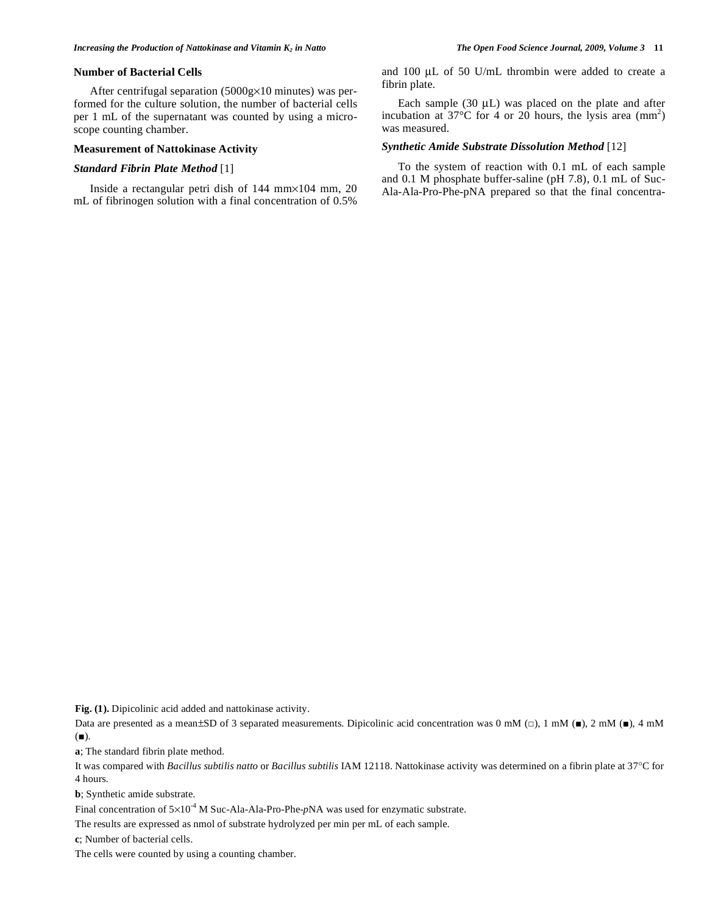### Number of Bacterial Cells

After centrifugal separation (5000g×10 minutes) was performed for the culture solution, the number of bacterial cells per 1 mL of the supernatant was counted by using a microscope counting chamber.

### Measurement of Nattokinase Activity

#### *Standard Fibrin Plate Method* [1]

Inside a rectangular petri dish of 144 mm×104 mm, 20 mL of fibrinogen solution with a final concentration of 0.5% and 100 μL of 50 U/mL thrombin were added to create a fibrin plate.

Each sample (30 μL) was placed on the plate and after incubation at 37°C for 4 or 20 hours, the lysis area ($mm^2$) was measured.

#### *Synthetic Amide Substrate Dissolution Method* [12]

To the system of reaction with 0.1 mL of each sample and 0.1 M phosphate buffer-saline (pH 7.8), 0.1 mL of Suc-Ala-Ala-Pro-Phe-pNA prepared so that the final concentra-

**Fig. (1).** Dipicolinic acid added and nattokinase activity.

Data are presented as a mean±SD of 3 separated measurements. Dipicolinic acid concentration was 0 mM (□), 1 mM (■), 2 mM (■), 4 mM (■).

**a**; The standard fibrin plate method.

It was compared with *Bacillus subtilis natto* or *Bacillus subtilis* IAM 12118. Nattokinase activity was determined on a fibrin plate at 37°C for 4 hours.

**b**; Synthetic amide substrate.

Final concentration of $5\times10^{-4}$ M Suc-Ala-Ala-Pro-Phe-*p*NA was used for enzymatic substrate.

The results are expressed as nmol of substrate hydrolyzed per min per mL of each sample.

**c**; Number of bacterial cells.

The cells were counted by using a counting chamber.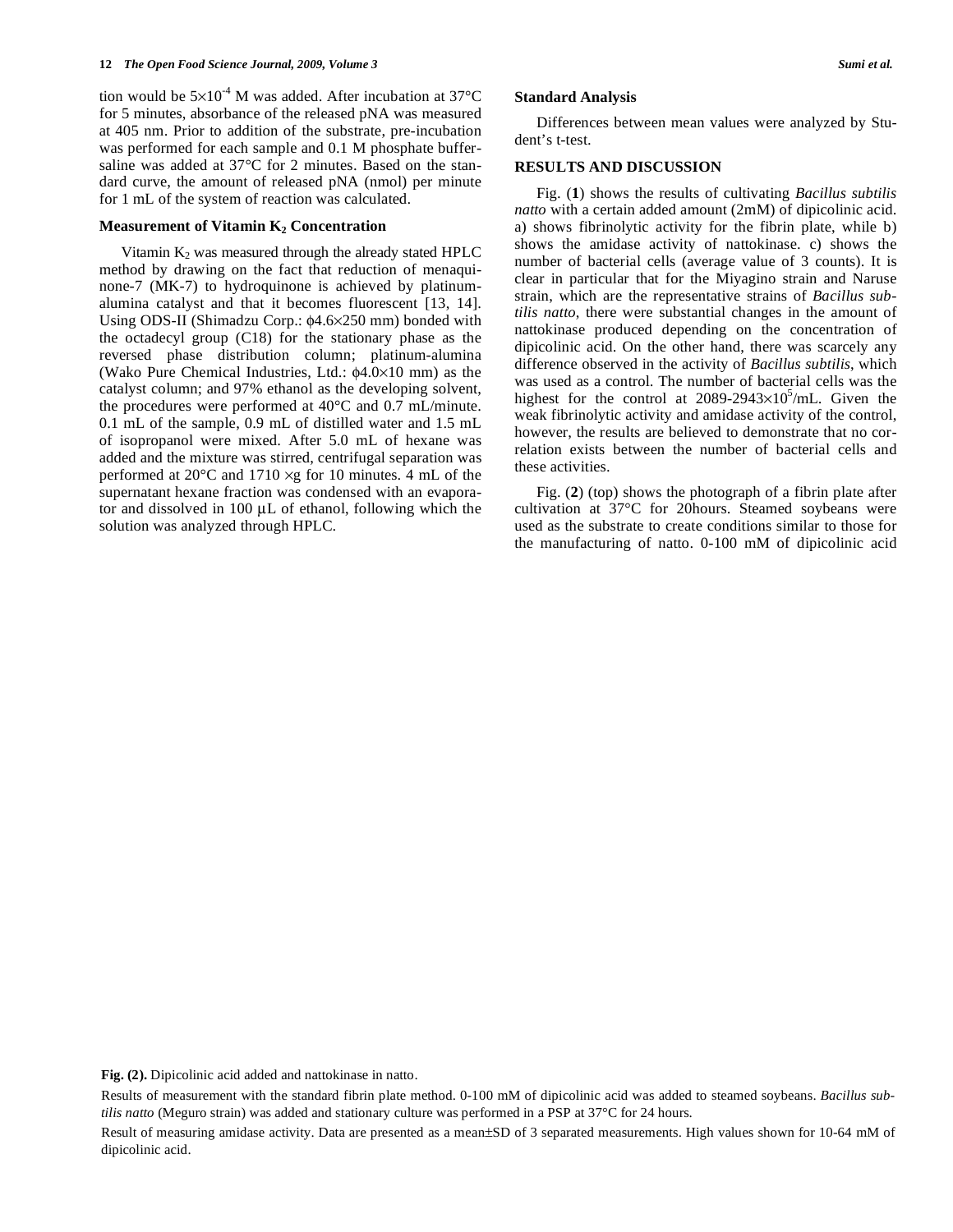tion would be $5 \times 10^{-4}$ M was added. After incubation at 37°C for 5 minutes, absorbance of the released pNA was measured at 405 nm. Prior to addition of the substrate, pre-incubation was performed for each sample and 0.1 M phosphate buffer-saline was added at 37°C for 2 minutes. Based on the standard curve, the amount of released pNA (nmol) per minute for 1 mL of the system of reaction was calculated.

### Measurement of Vitamin $K_2$ Concentration

Vitamin $K_2$ was measured through the already stated HPLC method by drawing on the fact that reduction of menaquinone-7 (MK-7) to hydroquinone is achieved by platinum-alumina catalyst and that it becomes fluorescent [13, 14]. Using ODS-II (Shimadzu Corp.: ϕ4.6×250 mm) bonded with the octadecyl group (C18) for the stationary phase as the reversed phase distribution column; platinum-alumina (Wako Pure Chemical Industries, Ltd.: ϕ4.0×10 mm) as the catalyst column; and 97% ethanol as the developing solvent, the procedures were performed at 40°C and 0.7 mL/minute. 0.1 mL of the sample, 0.9 mL of distilled water and 1.5 mL of isopropanol were mixed. After 5.0 mL of hexane was added and the mixture was stirred, centrifugal separation was performed at 20°C and 1710 ×g for 10 minutes. 4 mL of the supernatant hexane fraction was condensed with an evaporator and dissolved in 100 µL of ethanol, following which the solution was analyzed through HPLC.

### Standard Analysis

Differences between mean values were analyzed by Student's t-test.

## RESULTS AND DISCUSSION

Fig. (**1**) shows the results of cultivating *Bacillus subtilis natto* with a certain added amount (2mM) of dipicolinic acid. a) shows fibrinolytic activity for the fibrin plate, while b) shows the amidase activity of nattokinase. c) shows the number of bacterial cells (average value of 3 counts). It is clear in particular that for the Miyagino strain and Naruse strain, which are the representative strains of *Bacillus subtilis natto*, there were substantial changes in the amount of nattokinase produced depending on the concentration of dipicolinic acid. On the other hand, there was scarcely any difference observed in the activity of *Bacillus subtilis*, which was used as a control. The number of bacterial cells was the highest for the control at $2089\text{-}2943 \times 10^5$/mL. Given the weak fibrinolytic activity and amidase activity of the control, however, the results are believed to demonstrate that no correlation exists between the number of bacterial cells and these activities.

Fig. (**2**) (top) shows the photograph of a fibrin plate after cultivation at 37°C for 20hours. Steamed soybeans were used as the substrate to create conditions similar to those for the manufacturing of natto. 0-100 mM of dipicolinic acid

**Fig. (2).** Dipicolinic acid added and nattokinase in natto.

Results of measurement with the standard fibrin plate method. 0-100 mM of dipicolinic acid was added to steamed soybeans. *Bacillus subtilis natto* (Meguro strain) was added and stationary culture was performed in a PSP at 37°C for 24 hours.

Result of measuring amidase activity. Data are presented as a mean±SD of 3 separated measurements. High values shown for 10-64 mM of dipicolinic acid.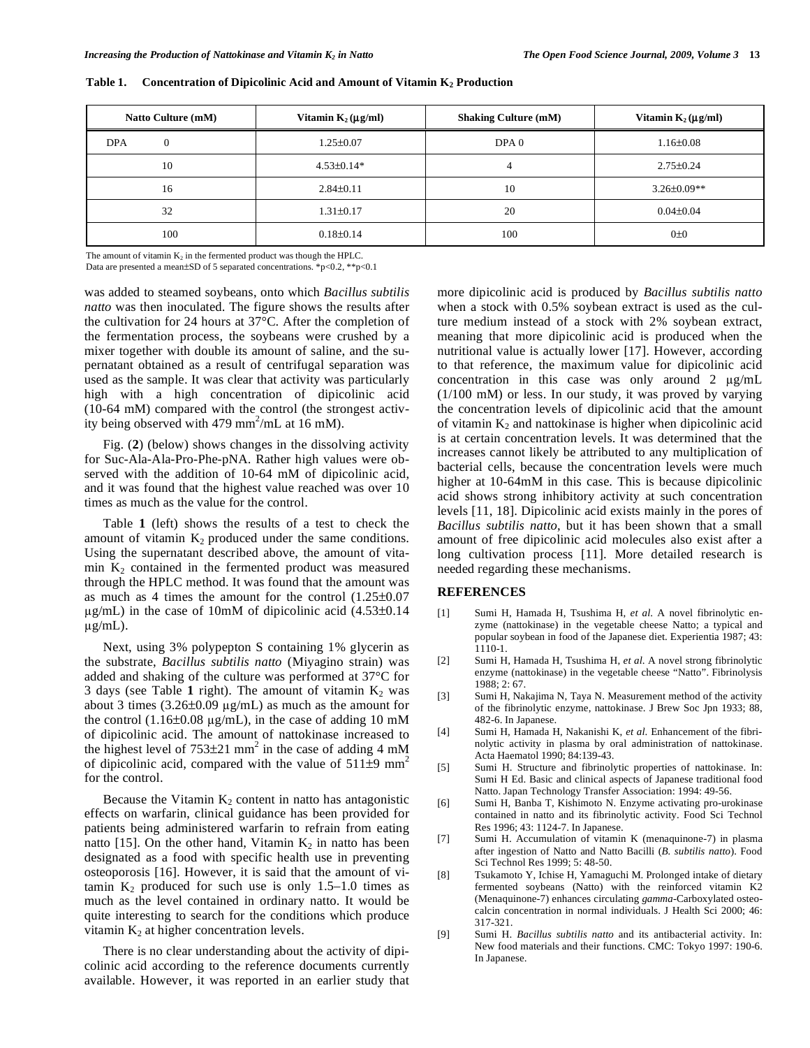**Table 1. Concentration of Dipicolinic Acid and Amount of Vitamin $K_2$ Production**

| Natto Culture (mM) | Vitamin $K_2$ (μg/ml) | Shaking Culture (mM) | Vitamin $K_2$ (μg/ml) |
|---|---|---|---|
| DPA 0 | 1.25±0.07 | DPA 0 | 1.16±0.08 |
| 10 | 4.53±0.14* | 4 | 2.75±0.24 |
| 16 | 2.84±0.11 | 10 | 3.26±0.09** |
| 32 | 1.31±0.17 | 20 | 0.04±0.04 |
| 100 | 0.18±0.14 | 100 | 0±0 |

The amount of vitamin $K_2$ in the fermented product was though the HPLC.
Data are presented a mean±SD of 5 separated concentrations. *p<0.2, **p<0.1

was added to steamed soybeans, onto which *Bacillus subtilis natto* was then inoculated. The figure shows the results after the cultivation for 24 hours at 37°C. After the completion of the fermentation process, the soybeans were crushed by a mixer together with double its amount of saline, and the supernatant obtained as a result of centrifugal separation was used as the sample. It was clear that activity was particularly high with a high concentration of dipicolinic acid (10-64 mM) compared with the control (the strongest activity being observed with 479 $mm^2$/mL at 16 mM).

Fig. (**2**) (below) shows changes in the dissolving activity for Suc-Ala-Ala-Pro-Phe-pNA. Rather high values were observed with the addition of 10-64 mM of dipicolinic acid, and it was found that the highest value reached was over 10 times as much as the value for the control.

Table **1** (left) shows the results of a test to check the amount of vitamin $K_2$ produced under the same conditions. Using the supernatant described above, the amount of vitamin $K_2$ contained in the fermented product was measured through the HPLC method. It was found that the amount was as much as 4 times the amount for the control (1.25±0.07 μg/mL) in the case of 10mM of dipicolinic acid (4.53±0.14 μg/mL).

Next, using 3% polypepton S containing 1% glycerin as the substrate, *Bacillus subtilis natto* (Miyagino strain) was added and shaking of the culture was performed at 37°C for 3 days (see Table **1** right). The amount of vitamin $K_2$ was about 3 times (3.26±0.09 μg/mL) as much as the amount for the control (1.16±0.08 μg/mL), in the case of adding 10 mM of dipicolinic acid. The amount of nattokinase increased to the highest level of 753±21 $mm^2$ in the case of adding 4 mM of dipicolinic acid, compared with the value of 511±9 $mm^2$ for the control.

Because the Vitamin $K_2$ content in natto has antagonistic effects on warfarin, clinical guidance has been provided for patients being administered warfarin to refrain from eating natto [15]. On the other hand, Vitamin $K_2$ in natto has been designated as a food with specific health use in preventing osteoporosis [16]. However, it is said that the amount of vitamin $K_2$ produced for such use is only 1.5–1.0 times as much as the level contained in ordinary natto. It would be quite interesting to search for the conditions which produce vitamin $K_2$ at higher concentration levels.

There is no clear understanding about the activity of dipicolinic acid according to the reference documents currently available. However, it was reported in an earlier study that more dipicolinic acid is produced by *Bacillus subtilis natto* when a stock with 0.5% soybean extract is used as the culture medium instead of a stock with 2% soybean extract, meaning that more dipicolinic acid is produced when the nutritional value is actually lower [17]. However, according to that reference, the maximum value for dipicolinic acid concentration in this case was only around 2 μg/mL (1/100 mM) or less. In our study, it was proved by varying the concentration levels of dipicolinic acid that the amount of vitamin $K_2$ and nattokinase is higher when dipicolinic acid is at certain concentration levels. It was determined that the increases cannot likely be attributed to any multiplication of bacterial cells, because the concentration levels were much higher at 10-64mM in this case. This is because dipicolinic acid shows strong inhibitory activity at such concentration levels [11, 18]. Dipicolinic acid exists mainly in the pores of *Bacillus subtilis natto*, but it has been shown that a small amount of free dipicolinic acid molecules also exist after a long cultivation process [11]. More detailed research is needed regarding these mechanisms.

## REFERENCES

[1] Sumi H, Hamada H, Tsushima H, *et al.* A novel fibrinolytic enzyme (nattokinase) in the vegetable cheese Natto; a typical and popular soybean in food of the Japanese diet. Experientia 1987; 43: 1110-1.

[2] Sumi H, Hamada H, Tsushima H, *et al.* A novel strong fibrinolytic enzyme (nattokinase) in the vegetable cheese "Natto". Fibrinolysis 1988; 2: 67.

[3] Sumi H, Nakajima N, Taya N. Measurement method of the activity of the fibrinolytic enzyme, nattokinase. J Brew Soc Jpn 1933; 88, 482-6. In Japanese.

[4] Sumi H, Hamada H, Nakanishi K, *et al.* Enhancement of the fibrinolytic activity in plasma by oral administration of nattokinase. Acta Haematol 1990; 84:139-43.

[5] Sumi H. Structure and fibrinolytic properties of nattokinase. In: Sumi H Ed. Basic and clinical aspects of Japanese traditional food Natto. Japan Technology Transfer Association: 1994: 49-56.

[6] Sumi H, Banba T, Kishimoto N. Enzyme activating pro-urokinase contained in natto and its fibrinolytic activity. Food Sci Technol Res 1996; 43: 1124-7. In Japanese.

[7] Sumi H. Accumulation of vitamin K (menaquinone-7) in plasma after ingestion of Natto and Natto Bacilli (*B. subtilis natto*). Food Sci Technol Res 1999; 5: 48-50.

[8] Tsukamoto Y, Ichise H, Yamaguchi M. Prolonged intake of dietary fermented soybeans (Natto) with the reinforced vitamin K2 (Menaquinone-7) enhances circulating *gamma*-Carboxylated osteocalcin concentration in normal individuals. J Health Sci 2000; 46: 317-321.

[9] Sumi H. *Bacillus subtilis natto* and its antibacterial activity. In: New food materials and their functions. CMC: Tokyo 1997: 190-6. In Japanese.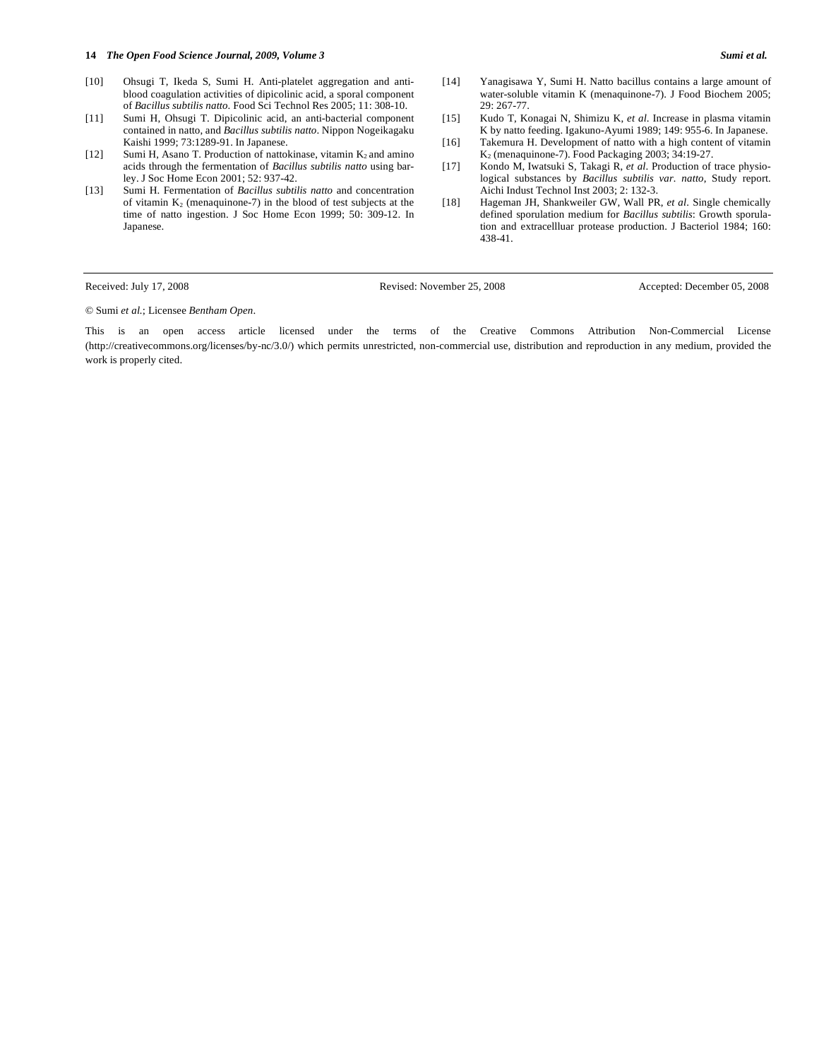[10] Ohsugi T, Ikeda S, Sumi H. Anti-platelet aggregation and anti-blood coagulation activities of dipicolinic acid, a sporal component of *Bacillus subtilis natto*. Food Sci Technol Res 2005; 11: 308-10.

[11] Sumi H, Ohsugi T. Dipicolinic acid, an anti-bacterial component contained in natto, and *Bacillus subtilis natto*. Nippon Nogeikagaku Kaishi 1999; 73:1289-91. In Japanese.

[12] Sumi H, Asano T. Production of nattokinase, vitamin $K_2$ and amino acids through the fermentation of *Bacillus subtilis natto* using barley. J Soc Home Econ 2001; 52: 937-42.

[13] Sumi H. Fermentation of *Bacillus subtilis natto* and concentration of vitamin $K_2$ (menaquinone-7) in the blood of test subjects at the time of natto ingestion. J Soc Home Econ 1999; 50: 309-12. In Japanese.

[14] Yanagisawa Y, Sumi H. Natto bacillus contains a large amount of water-soluble vitamin K (menaquinone-7). J Food Biochem 2005; 29: 267-77.

[15] Kudo T, Konagai N, Shimizu K, *et al*. Increase in plasma vitamin K by natto feeding. Igakuno-Ayumi 1989; 149: 955-6. In Japanese.

[16] Takemura H. Development of natto with a high content of vitamin $K_2$ (menaquinone-7). Food Packaging 2003; 34:19-27.

[17] Kondo M, Iwatsuki S, Takagi R, *et al*. Production of trace physiological substances by *Bacillus subtilis var. natto*, Study report. Aichi Indust Technol Inst 2003; 2: 132-3.

[18] Hageman JH, Shankweiler GW, Wall PR, *et al*. Single chemically defined sporulation medium for *Bacillus subtilis*: Growth sporulation and extracellluar protease production. J Bacteriol 1984; 160: 438-41.

---

Received: July 17, 2008 Revised: November 25, 2008 Accepted: December 05, 2008

© Sumi *et al.*; Licensee *Bentham Open*.

This is an open access article licensed under the terms of the Creative Commons Attribution Non-Commercial License (http://creativecommons.org/licenses/by-nc/3.0/) which permits unrestricted, non-commercial use, distribution and reproduction in any medium, provided the work is properly cited.